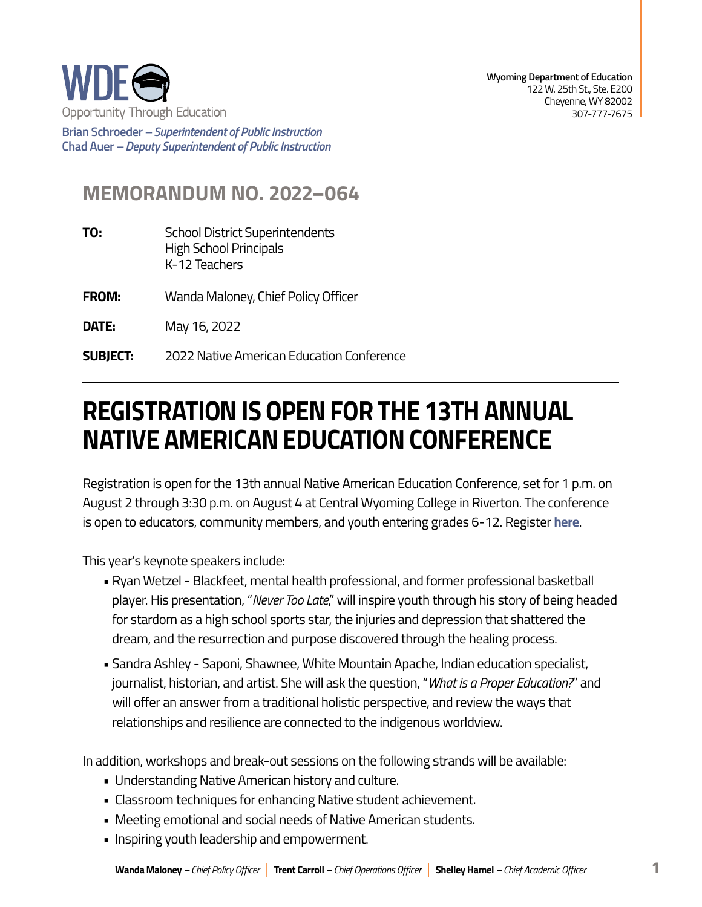WDE
Opportunity Through Education

**Brian Schroeder** – *Superintendent of Public Instruction*
**Chad Auer** – *Deputy Superintendent of Public Instruction*

**Wyoming Department of Education**
122 W. 25th St., Ste. E200
Cheyenne, WY 82002
307-777-7675

## MEMORANDUM NO. 2022–064

**TO:** School District Superintendents
High School Principals
K-12 Teachers

**FROM:** Wanda Maloney, Chief Policy Officer

**DATE:** May 16, 2022

**SUBJECT:** 2022 Native American Education Conference

# REGISTRATION IS OPEN FOR THE 13TH ANNUAL NATIVE AMERICAN EDUCATION CONFERENCE

Registration is open for the 13th annual Native American Education Conference, set for 1 p.m. on August 2 through 3:30 p.m. on August 4 at Central Wyoming College in Riverton. The conference is open to educators, community members, and youth entering grades 6-12. Register **here**.

This year's keynote speakers include:

- Ryan Wetzel - Blackfeet, mental health professional, and former professional basketball player. His presentation, "*Never Too Late*," will inspire youth through his story of being headed for stardom as a high school sports star, the injuries and depression that shattered the dream, and the resurrection and purpose discovered through the healing process.
- Sandra Ashley - Saponi, Shawnee, White Mountain Apache, Indian education specialist, journalist, historian, and artist. She will ask the question, "*What is a Proper Education?*" and will offer an answer from a traditional holistic perspective, and review the ways that relationships and resilience are connected to the indigenous worldview.

In addition, workshops and break-out sessions on the following strands will be available:

- Understanding Native American history and culture.
- Classroom techniques for enhancing Native student achievement.
- Meeting emotional and social needs of Native American students.
- Inspiring youth leadership and empowerment.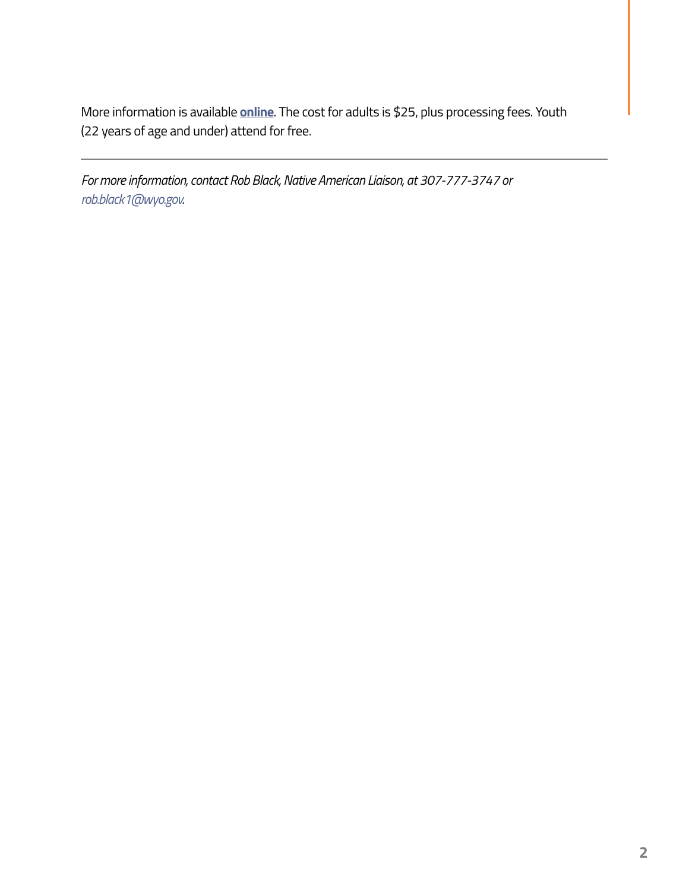More information is available **online**. The cost for adults is $25, plus processing fees. Youth (22 years of age and under) attend for free.

---

*For more information, contact Rob Black, Native American Liaison, at 307-777-3747 or rob.black1@wyo.gov.*